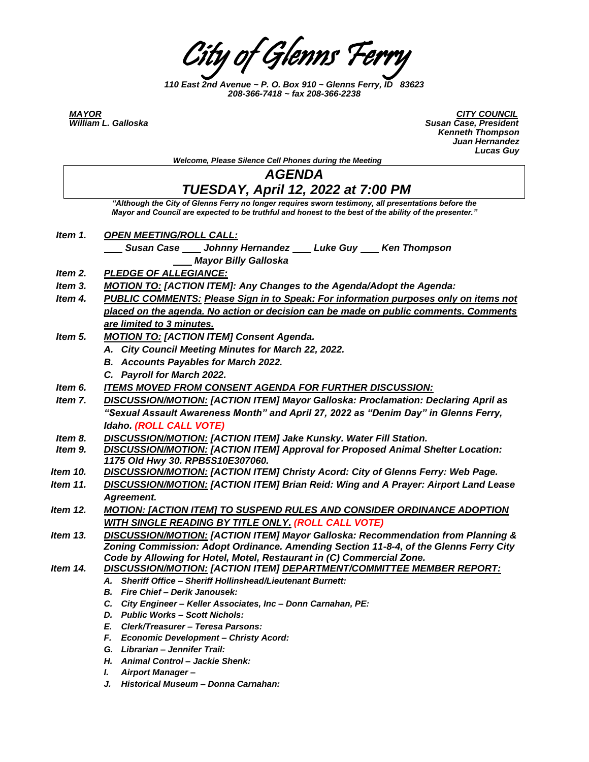# City of Glenns Ferry

*110 East 2nd Avenue ~ P. O. Box 910 ~ Glenns Ferry, ID 83623*
*208-366-7418 ~ fax 208-366-2238*

***MAYOR***
***William L. Galloska***

***CITY COUNCIL***
***Susan Case, President***
***Kenneth Thompson***
***Juan Hernandez***
***Lucas Guy***

*Welcome, Please Silence Cell Phones during the Meeting*

## *AGENDA*
## *TUESDAY, April 12, 2022 at 7:00 PM*

*"Although the City of Glenns Ferry no longer requires sworn testimony, all presentations before the Mayor and Council are expected to be truthful and honest to the best of the ability of the presenter."*

**Item 1.** ***OPEN MEETING/ROLL CALL:***
___ *Susan Case* ___ *Johnny Hernandez* ___ *Luke Guy* ___ *Ken Thompson*
___ *Mayor Billy Galloska*

**Item 2.** ***PLEDGE OF ALLEGIANCE:***

**Item 3.** ***MOTION TO: [ACTION ITEM]: Any Changes to the Agenda/Adopt the Agenda:***

**Item 4.** ***PUBLIC COMMENTS: Please Sign in to Speak: For information purposes only on items not placed on the agenda. No action or decision can be made on public comments. Comments are limited to 3 minutes.***

**Item 5.** ***MOTION TO: [ACTION ITEM] Consent Agenda.***
- ***A. City Council Meeting Minutes for March 22, 2022.***
- ***B. Accounts Payables for March 2022.***
- ***C. Payroll for March 2022.***

**Item 6.** ***ITEMS MOVED FROM CONSENT AGENDA FOR FURTHER DISCUSSION:***

**Item 7.** ***DISCUSSION/MOTION: [ACTION ITEM] Mayor Galloska: Proclamation: Declaring April as "Sexual Assault Awareness Month" and April 27, 2022 as "Denim Day" in Glenns Ferry, Idaho. (ROLL CALL VOTE)***

**Item 8.** ***DISCUSSION/MOTION: [ACTION ITEM] Jake Kunsky. Water Fill Station.***

**Item 9.** ***DISCUSSION/MOTION: [ACTION ITEM] Approval for Proposed Animal Shelter Location: 1175 Old Hwy 30. RPB5S10E307060.***

**Item 10.** ***DISCUSSION/MOTION: [ACTION ITEM] Christy Acord: City of Glenns Ferry: Web Page.***

**Item 11.** ***DISCUSSION/MOTION: [ACTION ITEM] Brian Reid: Wing and A Prayer: Airport Land Lease Agreement.***

**Item 12.** ***MOTION: [ACTION ITEM] TO SUSPEND RULES AND CONSIDER ORDINANCE ADOPTION WITH SINGLE READING BY TITLE ONLY. (ROLL CALL VOTE)***

**Item 13.** ***DISCUSSION/MOTION: [ACTION ITEM] Mayor Galloska: Recommendation from Planning & Zoning Commission: Adopt Ordinance. Amending Section 11-8-4, of the Glenns Ferry City Code by Allowing for Hotel, Motel, Restaurant in (C) Commercial Zone.***

**Item 14.** ***DISCUSSION/MOTION: [ACTION ITEM] DEPARTMENT/COMMITTEE MEMBER REPORT:***
- ***A. Sheriff Office – Sheriff Hollinshead/Lieutenant Burnett:***
- ***B. Fire Chief – Derik Janousek:***
- ***C. City Engineer – Keller Associates, Inc – Donn Carnahan, PE:***
- ***D. Public Works – Scott Nichols:***
- ***E. Clerk/Treasurer – Teresa Parsons:***
- ***F. Economic Development – Christy Acord:***
- ***G. Librarian – Jennifer Trail:***
- ***H. Animal Control – Jackie Shenk:***
- ***I. Airport Manager –***
- ***J. Historical Museum – Donna Carnahan:***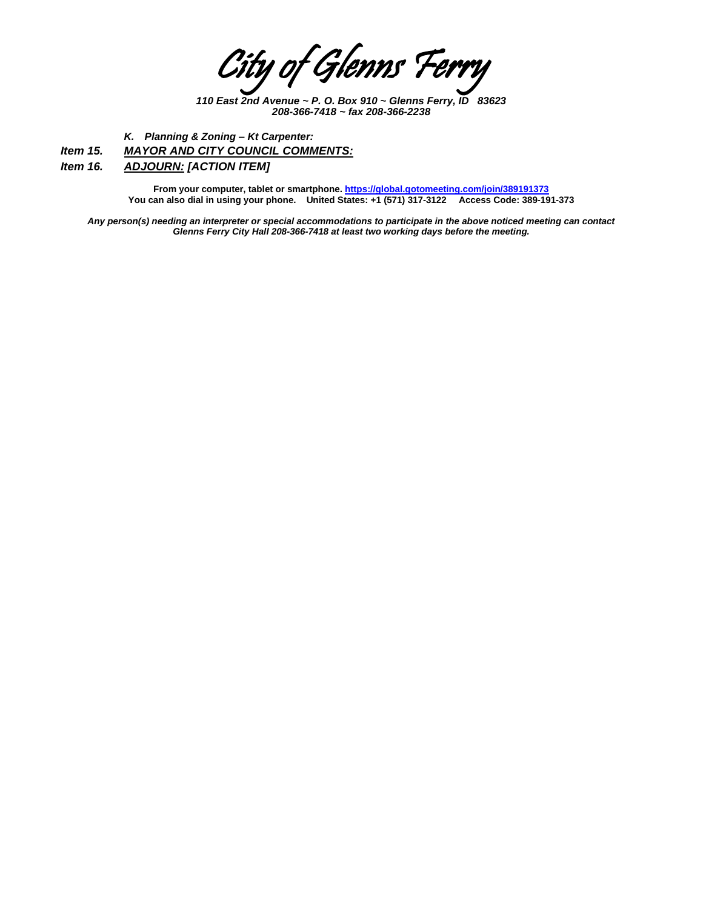# *City of Glenns Ferry*

***110 East 2nd Avenue ~ P. O. Box 910 ~ Glenns Ferry, ID 83623***
***208-366-7418 ~ fax 208-366-2238***

***K. Planning & Zoning – Kt Carpenter:***

***Item 15. MAYOR AND CITY COUNCIL COMMENTS:***

***Item 16. ADJOURN: [ACTION ITEM]***

**From your computer, tablet or smartphone. [https://global.gotomeeting.com/join/389191373](https://global.gotomeeting.com/join/389191373)**
**You can also dial in using your phone. United States: +1 (571) 317-3122 Access Code: 389-191-373**

***Any person(s) needing an interpreter or special accommodations to participate in the above noticed meeting can contact Glenns Ferry City Hall 208-366-7418 at least two working days before the meeting.***